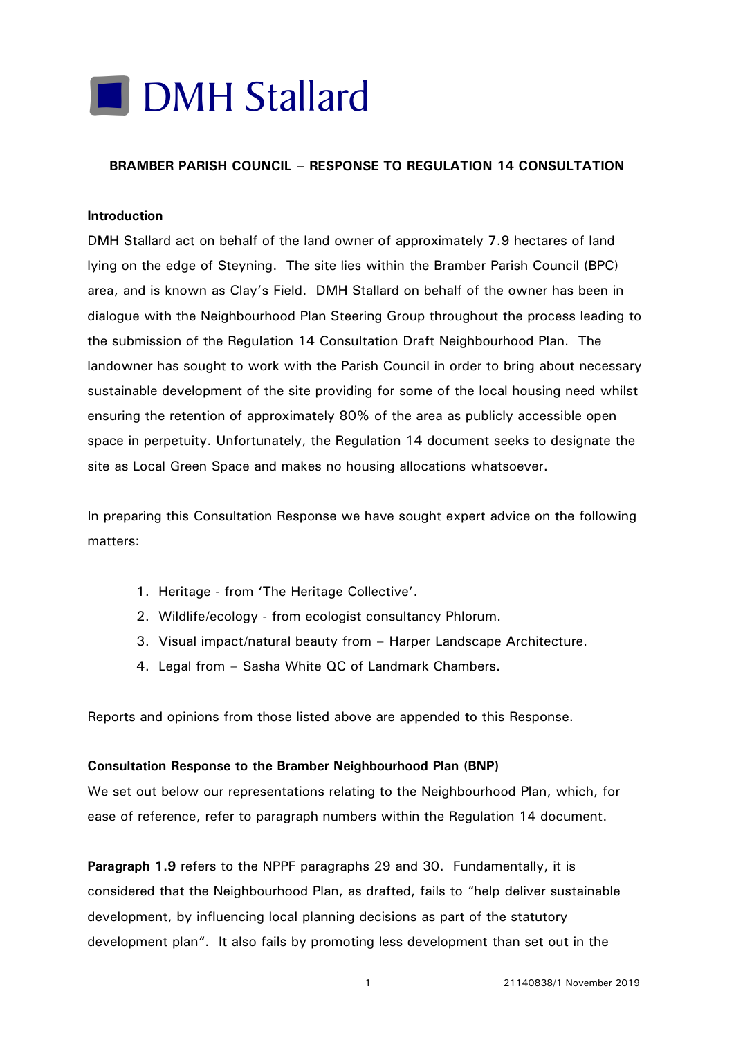DMH Stallard

**BRAMBER PARISH COUNCIL – RESPONSE TO REGULATION 14 CONSULTATION**

**Introduction**

DMH Stallard act on behalf of the land owner of approximately 7.9 hectares of land lying on the edge of Steyning. The site lies within the Bramber Parish Council (BPC) area, and is known as Clay's Field. DMH Stallard on behalf of the owner has been in dialogue with the Neighbourhood Plan Steering Group throughout the process leading to the submission of the Regulation 14 Consultation Draft Neighbourhood Plan. The landowner has sought to work with the Parish Council in order to bring about necessary sustainable development of the site providing for some of the local housing need whilst ensuring the retention of approximately 80% of the area as publicly accessible open space in perpetuity. Unfortunately, the Regulation 14 document seeks to designate the site as Local Green Space and makes no housing allocations whatsoever.

In preparing this Consultation Response we have sought expert advice on the following matters:

1. Heritage - from 'The Heritage Collective'.
2. Wildlife/ecology - from ecologist consultancy Phlorum.
3. Visual impact/natural beauty from – Harper Landscape Architecture.
4. Legal from – Sasha White QC of Landmark Chambers.

Reports and opinions from those listed above are appended to this Response.

**Consultation Response to the Bramber Neighbourhood Plan (BNP)**

We set out below our representations relating to the Neighbourhood Plan, which, for ease of reference, refer to paragraph numbers within the Regulation 14 document.

**Paragraph 1.9** refers to the NPPF paragraphs 29 and 30. Fundamentally, it is considered that the Neighbourhood Plan, as drafted, fails to "help deliver sustainable development, by influencing local planning decisions as part of the statutory development plan". It also fails by promoting less development than set out in the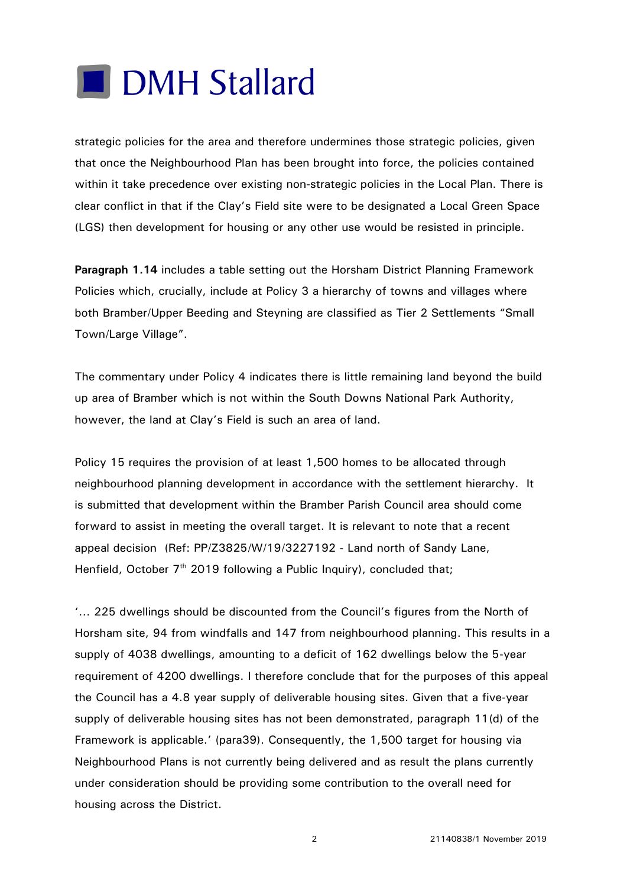strategic policies for the area and therefore undermines those strategic policies, given that once the Neighbourhood Plan has been brought into force, the policies contained within it take precedence over existing non-strategic policies in the Local Plan. There is clear conflict in that if the Clay's Field site were to be designated a Local Green Space (LGS) then development for housing or any other use would be resisted in principle.

**Paragraph 1.14** includes a table setting out the Horsham District Planning Framework Policies which, crucially, include at Policy 3 a hierarchy of towns and villages where both Bramber/Upper Beeding and Steyning are classified as Tier 2 Settlements "Small Town/Large Village".

The commentary under Policy 4 indicates there is little remaining land beyond the build up area of Bramber which is not within the South Downs National Park Authority, however, the land at Clay's Field is such an area of land.

Policy 15 requires the provision of at least 1,500 homes to be allocated through neighbourhood planning development in accordance with the settlement hierarchy. It is submitted that development within the Bramber Parish Council area should come forward to assist in meeting the overall target. It is relevant to note that a recent appeal decision (Ref: PP/Z3825/W/19/3227192 - Land north of Sandy Lane, Henfield, October 7th 2019 following a Public Inquiry), concluded that;

'… 225 dwellings should be discounted from the Council's figures from the North of Horsham site, 94 from windfalls and 147 from neighbourhood planning. This results in a supply of 4038 dwellings, amounting to a deficit of 162 dwellings below the 5-year requirement of 4200 dwellings. I therefore conclude that for the purposes of this appeal the Council has a 4.8 year supply of deliverable housing sites. Given that a five-year supply of deliverable housing sites has not been demonstrated, paragraph 11(d) of the Framework is applicable.' (para39). Consequently, the 1,500 target for housing via Neighbourhood Plans is not currently being delivered and as result the plans currently under consideration should be providing some contribution to the overall need for housing across the District.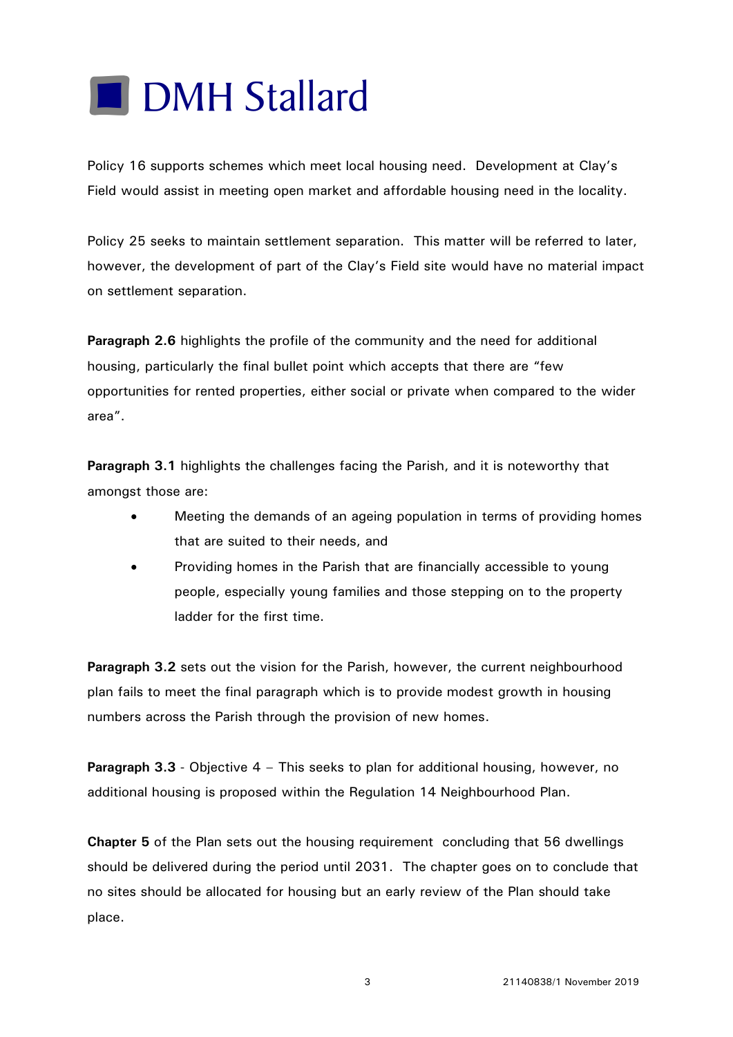Policy 16 supports schemes which meet local housing need. Development at Clay's Field would assist in meeting open market and affordable housing need in the locality.

Policy 25 seeks to maintain settlement separation. This matter will be referred to later, however, the development of part of the Clay's Field site would have no material impact on settlement separation.

**Paragraph 2.6** highlights the profile of the community and the need for additional housing, particularly the final bullet point which accepts that there are "few opportunities for rented properties, either social or private when compared to the wider area".

**Paragraph 3.1** highlights the challenges facing the Parish, and it is noteworthy that amongst those are:

- Meeting the demands of an ageing population in terms of providing homes that are suited to their needs, and
- Providing homes in the Parish that are financially accessible to young people, especially young families and those stepping on to the property ladder for the first time.

**Paragraph 3.2** sets out the vision for the Parish, however, the current neighbourhood plan fails to meet the final paragraph which is to provide modest growth in housing numbers across the Parish through the provision of new homes.

**Paragraph 3.3** - Objective 4 – This seeks to plan for additional housing, however, no additional housing is proposed within the Regulation 14 Neighbourhood Plan.

**Chapter 5** of the Plan sets out the housing requirement concluding that 56 dwellings should be delivered during the period until 2031. The chapter goes on to conclude that no sites should be allocated for housing but an early review of the Plan should take place.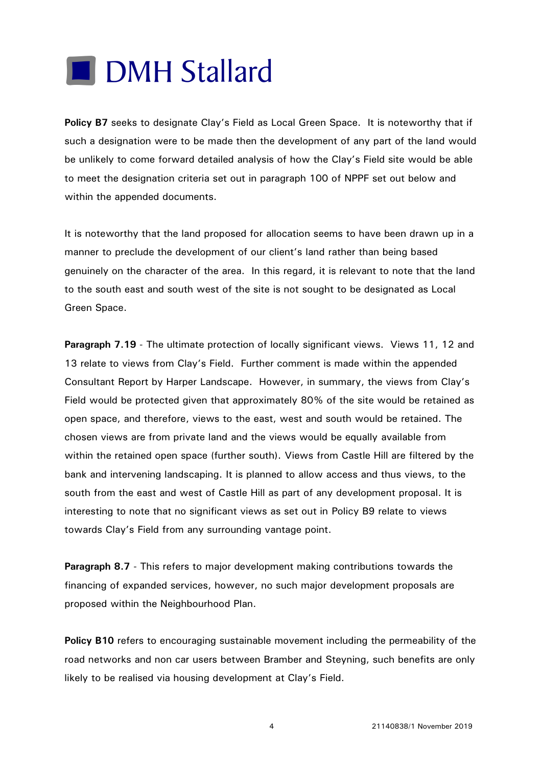**Policy B7** seeks to designate Clay's Field as Local Green Space. It is noteworthy that if such a designation were to be made then the development of any part of the land would be unlikely to come forward detailed analysis of how the Clay's Field site would be able to meet the designation criteria set out in paragraph 100 of NPPF set out below and within the appended documents.

It is noteworthy that the land proposed for allocation seems to have been drawn up in a manner to preclude the development of our client's land rather than being based genuinely on the character of the area. In this regard, it is relevant to note that the land to the south east and south west of the site is not sought to be designated as Local Green Space.

**Paragraph 7.19** - The ultimate protection of locally significant views. Views 11, 12 and 13 relate to views from Clay's Field. Further comment is made within the appended Consultant Report by Harper Landscape. However, in summary, the views from Clay's Field would be protected given that approximately 80% of the site would be retained as open space, and therefore, views to the east, west and south would be retained. The chosen views are from private land and the views would be equally available from within the retained open space (further south). Views from Castle Hill are filtered by the bank and intervening landscaping. It is planned to allow access and thus views, to the south from the east and west of Castle Hill as part of any development proposal. It is interesting to note that no significant views as set out in Policy B9 relate to views towards Clay's Field from any surrounding vantage point.

**Paragraph 8.7** - This refers to major development making contributions towards the financing of expanded services, however, no such major development proposals are proposed within the Neighbourhood Plan.

**Policy B10** refers to encouraging sustainable movement including the permeability of the road networks and non car users between Bramber and Steyning, such benefits are only likely to be realised via housing development at Clay's Field.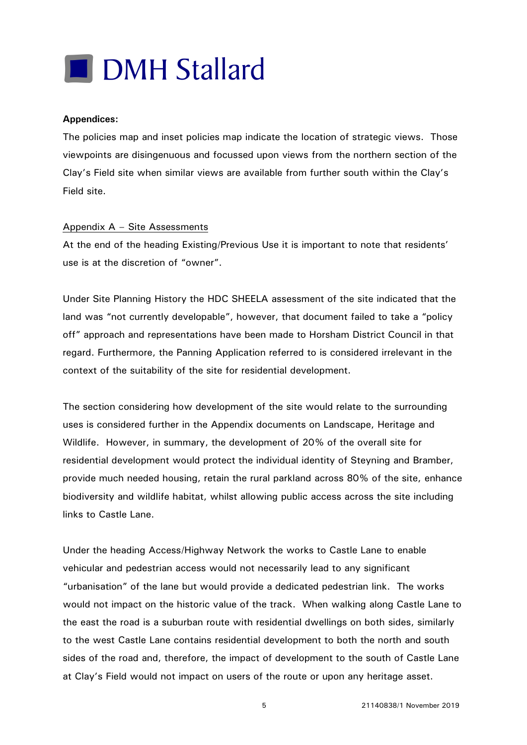**Appendices:**

The policies map and inset policies map indicate the location of strategic views. Those viewpoints are disingenuous and focussed upon views from the northern section of the Clay's Field site when similar views are available from further south within the Clay's Field site.

Appendix A – Site Assessments

At the end of the heading Existing/Previous Use it is important to note that residents' use is at the discretion of "owner".

Under Site Planning History the HDC SHEELA assessment of the site indicated that the land was "not currently developable", however, that document failed to take a "policy off" approach and representations have been made to Horsham District Council in that regard. Furthermore, the Panning Application referred to is considered irrelevant in the context of the suitability of the site for residential development.

The section considering how development of the site would relate to the surrounding uses is considered further in the Appendix documents on Landscape, Heritage and Wildlife. However, in summary, the development of 20% of the overall site for residential development would protect the individual identity of Steyning and Bramber, provide much needed housing, retain the rural parkland across 80% of the site, enhance biodiversity and wildlife habitat, whilst allowing public access across the site including links to Castle Lane.

Under the heading Access/Highway Network the works to Castle Lane to enable vehicular and pedestrian access would not necessarily lead to any significant "urbanisation" of the lane but would provide a dedicated pedestrian link. The works would not impact on the historic value of the track. When walking along Castle Lane to the east the road is a suburban route with residential dwellings on both sides, similarly to the west Castle Lane contains residential development to both the north and south sides of the road and, therefore, the impact of development to the south of Castle Lane at Clay's Field would not impact on users of the route or upon any heritage asset.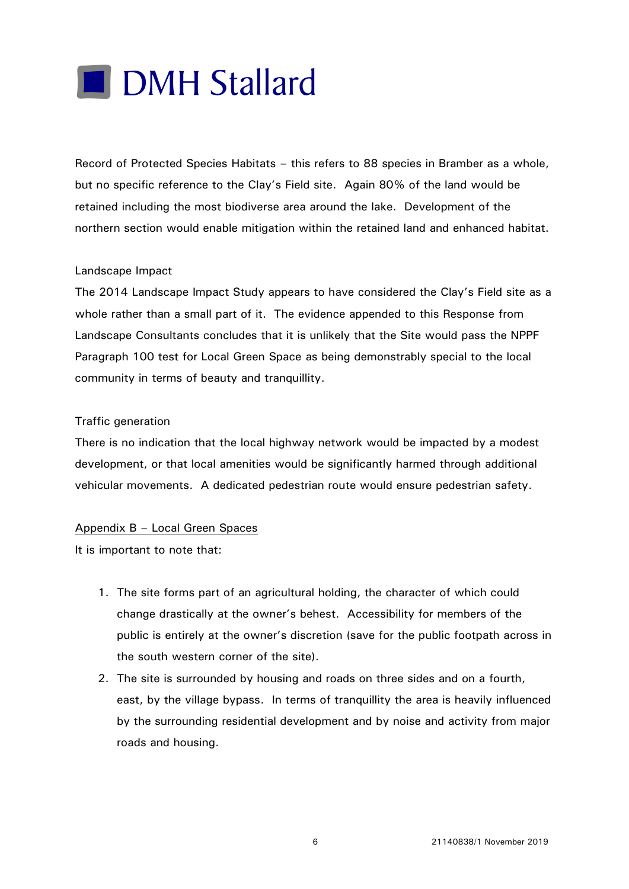Record of Protected Species Habitats – this refers to 88 species in Bramber as a whole, but no specific reference to the Clay's Field site. Again 80% of the land would be retained including the most biodiverse area around the lake. Development of the northern section would enable mitigation within the retained land and enhanced habitat.

Landscape Impact

The 2014 Landscape Impact Study appears to have considered the Clay's Field site as a whole rather than a small part of it. The evidence appended to this Response from Landscape Consultants concludes that it is unlikely that the Site would pass the NPPF Paragraph 100 test for Local Green Space as being demonstrably special to the local community in terms of beauty and tranquillity.

Traffic generation

There is no indication that the local highway network would be impacted by a modest development, or that local amenities would be significantly harmed through additional vehicular movements. A dedicated pedestrian route would ensure pedestrian safety.

<u>Appendix B – Local Green Spaces</u>

It is important to note that:

1. The site forms part of an agricultural holding, the character of which could change drastically at the owner's behest. Accessibility for members of the public is entirely at the owner's discretion (save for the public footpath across in the south western corner of the site).
2. The site is surrounded by housing and roads on three sides and on a fourth, east, by the village bypass. In terms of tranquillity the area is heavily influenced by the surrounding residential development and by noise and activity from major roads and housing.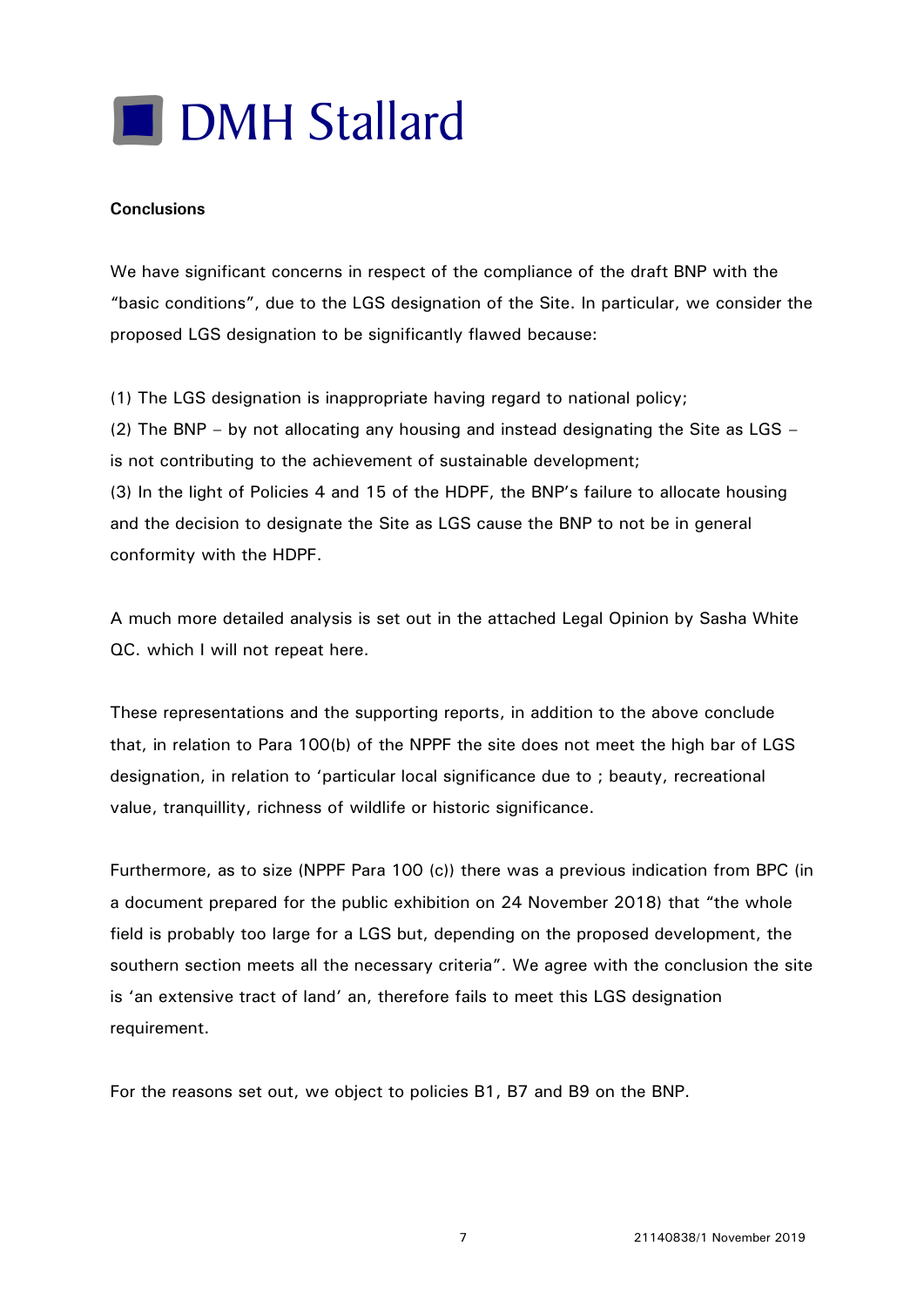**Conclusions**

We have significant concerns in respect of the compliance of the draft BNP with the "basic conditions", due to the LGS designation of the Site. In particular, we consider the proposed LGS designation to be significantly flawed because:

(1) The LGS designation is inappropriate having regard to national policy;
(2) The BNP – by not allocating any housing and instead designating the Site as LGS – is not contributing to the achievement of sustainable development;
(3) In the light of Policies 4 and 15 of the HDPF, the BNP's failure to allocate housing and the decision to designate the Site as LGS cause the BNP to not be in general conformity with the HDPF.

A much more detailed analysis is set out in the attached Legal Opinion by Sasha White QC. which I will not repeat here.

These representations and the supporting reports, in addition to the above conclude that, in relation to Para 100(b) of the NPPF the site does not meet the high bar of LGS designation, in relation to 'particular local significance due to ; beauty, recreational value, tranquillity, richness of wildlife or historic significance.

Furthermore, as to size (NPPF Para 100 (c)) there was a previous indication from BPC (in a document prepared for the public exhibition on 24 November 2018) that "the whole field is probably too large for a LGS but, depending on the proposed development, the southern section meets all the necessary criteria". We agree with the conclusion the site is 'an extensive tract of land' an, therefore fails to meet this LGS designation requirement.

For the reasons set out, we object to policies B1, B7 and B9 on the BNP.